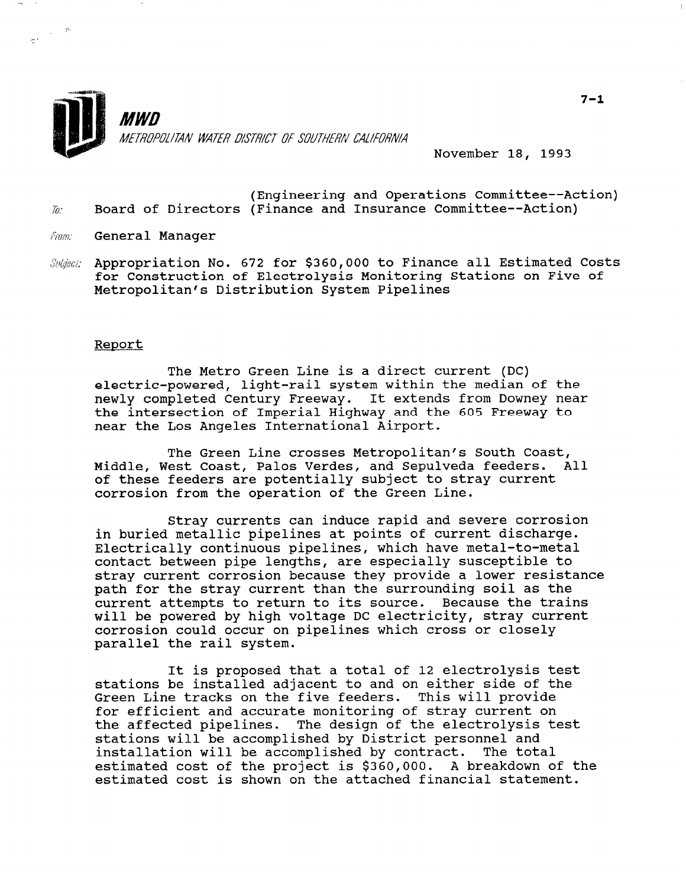**MWD**

*METROPOLITAN WATER DISTRICT OF SOUTHERN CALIFORNIA*

7-1

November 18, 1993

To: Board of Directors (Engineering and Operations Committee--Action) (Finance and Insurance Committee--Action)

From: General Manager

Subject: Appropriation No. 672 for $360,000 to Finance all Estimated Costs for Construction of Electrolysis Monitoring Stations on Five of Metropolitan's Distribution System Pipelines

## Report

The Metro Green Line is a direct current (DC) electric-powered, light-rail system within the median of the newly completed Century Freeway. It extends from Downey near the intersection of Imperial Highway and the 605 Freeway to near the Los Angeles International Airport.

The Green Line crosses Metropolitan's South Coast, Middle, West Coast, Palos Verdes, and Sepulveda feeders. All of these feeders are potentially subject to stray current corrosion from the operation of the Green Line.

Stray currents can induce rapid and severe corrosion in buried metallic pipelines at points of current discharge. Electrically continuous pipelines, which have metal-to-metal contact between pipe lengths, are especially susceptible to stray current corrosion because they provide a lower resistance path for the stray current than the surrounding soil as the current attempts to return to its source. Because the trains will be powered by high voltage DC electricity, stray current corrosion could occur on pipelines which cross or closely parallel the rail system.

It is proposed that a total of 12 electrolysis test stations be installed adjacent to and on either side of the Green Line tracks on the five feeders. This will provide for efficient and accurate monitoring of stray current on the affected pipelines. The design of the electrolysis test stations will be accomplished by District personnel and installation will be accomplished by contract. The total estimated cost of the project is $360,000. A breakdown of the estimated cost is shown on the attached financial statement.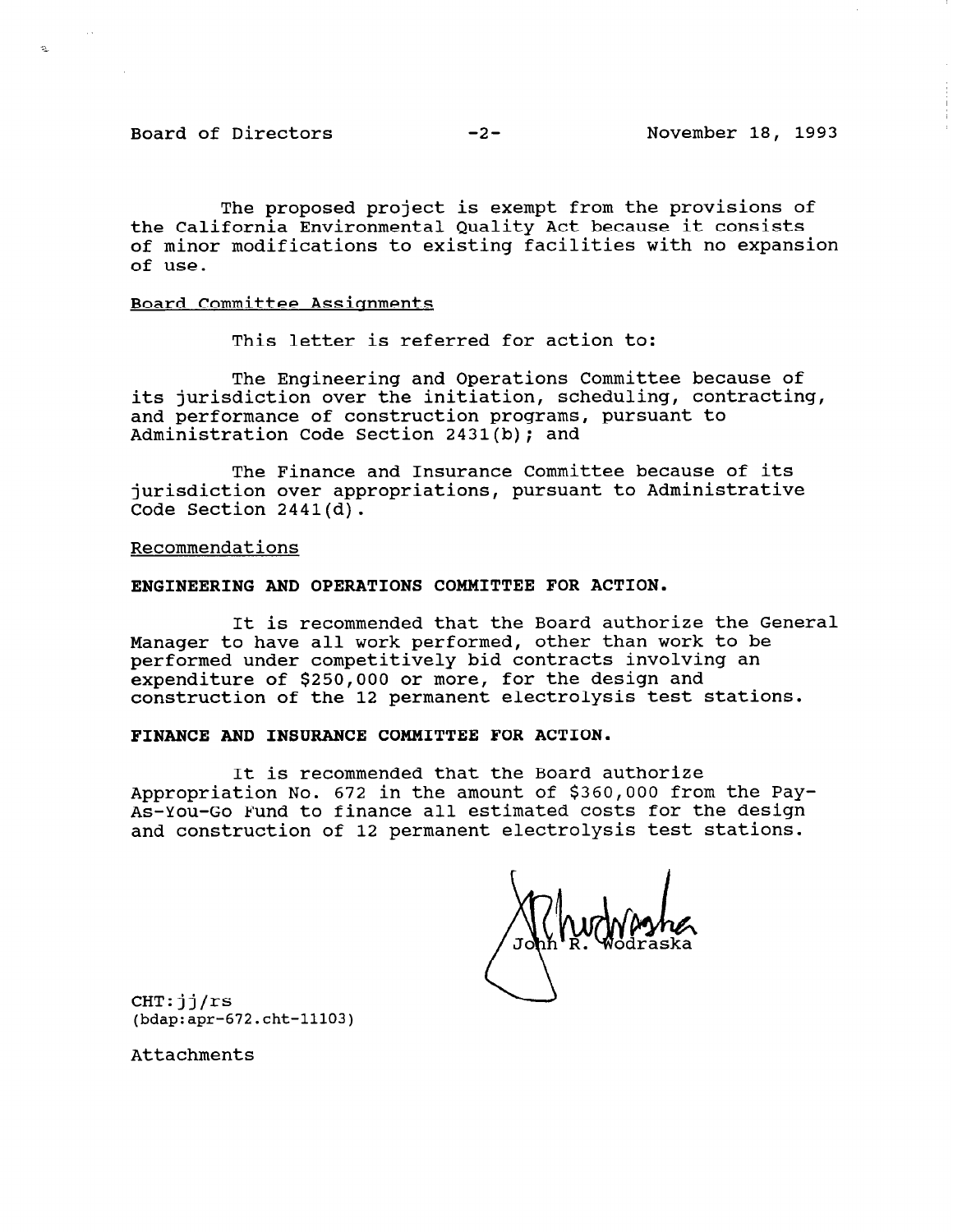The proposed project is exempt from the provisions of the California Environmental Quality Act because it consists of minor modifications to existing facilities with no expansion of use.

Board Committee Assignments

This letter is referred for action to:

The Engineering and Operations Committee because of its jurisdiction over the initiation, scheduling, contracting, and performance of construction programs, pursuant to Administration Code Section 2431(b); and

The Finance and Insurance Committee because of its jurisdiction over appropriations, pursuant to Administrative Code Section 2441(d).

Recommendations

**ENGINEERING AND OPERATIONS COMMITTEE FOR ACTION.**

It is recommended that the Board authorize the General Manager to have all work performed, other than work to be performed under competitively bid contracts involving an expenditure of $250,000 or more, for the design and construction of the 12 permanent electrolysis test stations.

**FINANCE AND INSURANCE COMMITTEE FOR ACTION.**

It is recommended that the Board authorize Appropriation No. 672 in the amount of $360,000 from the Pay-As-You-Go Fund to finance all estimated costs for the design and construction of 12 permanent electrolysis test stations.

John R. Wodraska

CHT:jj/rs
(bdap:apr-672.cht-11103)

Attachments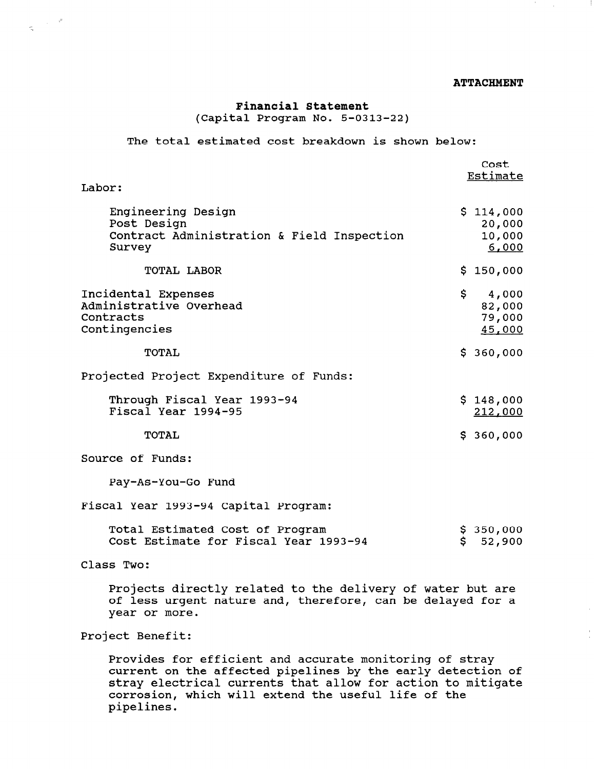**ATTACHMENT**

## Financial Statement
(Capital Program No. 5-0313-22)

The total estimated cost breakdown is shown below:

| | Cost Estimate |
|---|---|
| Labor: | |
| Engineering Design | $ 114,000 |
| Post Design | 20,000 |
| Contract Administration & Field Inspection | 10,000 |
| Survey | 6,000 |
| TOTAL LABOR | $ 150,000 |
| Incidental Expenses | $ 4,000 |
| Administrative Overhead | 82,000 |
| Contracts | 79,000 |
| Contingencies | 45,000 |
| TOTAL | $ 360,000 |
| Projected Project Expenditure of Funds: | |
| Through Fiscal Year 1993-94 | $ 148,000 |
| Fiscal Year 1994-95 | 212,000 |
| TOTAL | $ 360,000 |

Source of Funds:

Pay-As-You-Go Fund

Fiscal Year 1993-94 Capital Program:

| | |
|---|---|
| Total Estimated Cost of Program | $ 350,000 |
| Cost Estimate for Fiscal Year 1993-94 | $ 52,900 |

Class Two:

Projects directly related to the delivery of water but are of less urgent nature and, therefore, can be delayed for a year or more.

Project Benefit:

Provides for efficient and accurate monitoring of stray current on the affected pipelines by the early detection of stray electrical currents that allow for action to mitigate corrosion, which will extend the useful life of the pipelines.